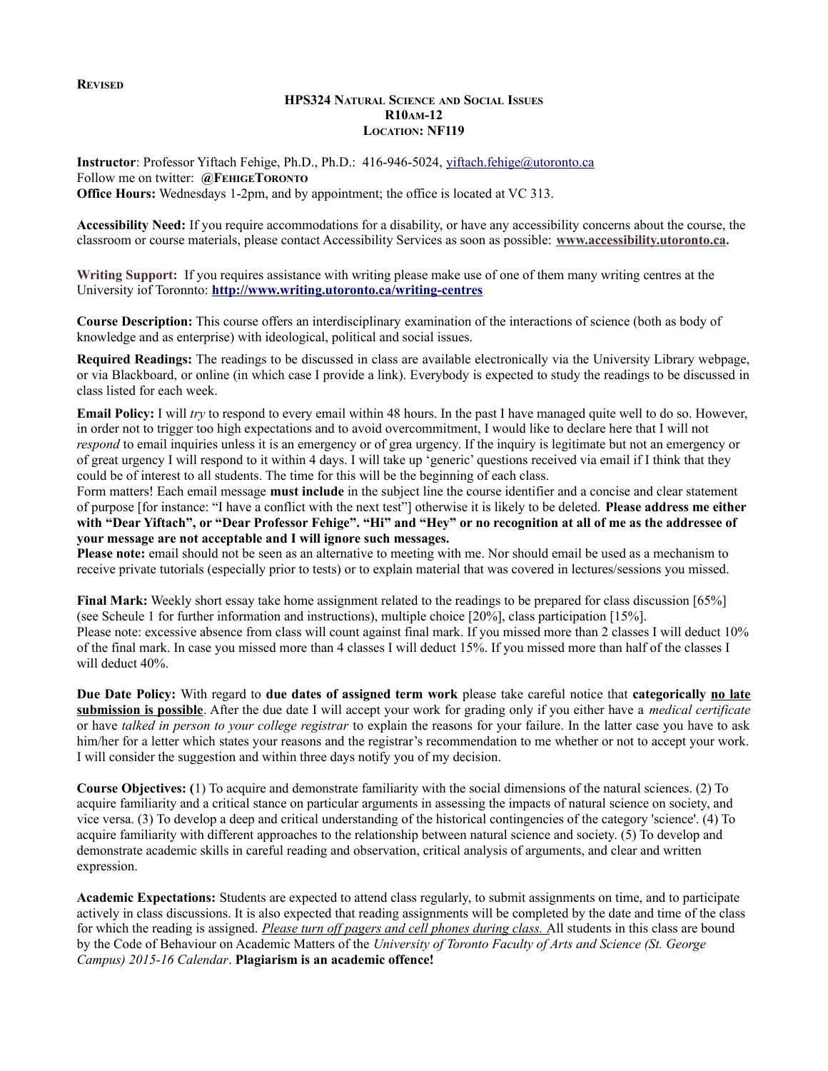**REVISED**

**HPS324 NATURAL SCIENCE AND SOCIAL ISSUES**
**R10AM-12**
**LOCATION: NF119**

**Instructor**: Professor Yiftach Fehige, Ph.D., Ph.D.: 416-946-5024, yiftach.fehige@utoronto.ca
Follow me on twitter: **@FEHIGETORONTO**
**Office Hours:** Wednesdays 1-2pm, and by appointment; the office is located at VC 313.

**Accessibility Need:** If you require accommodations for a disability, or have any accessibility concerns about the course, the classroom or course materials, please contact Accessibility Services as soon as possible: **www.accessibility.utoronto.ca.**

**Writing Support:** If you requires assistance with writing please make use of one of them many writing centres at the University iof Toronnto: **http://www.writing.utoronto.ca/writing-centres**

**Course Description:** This course offers an interdisciplinary examination of the interactions of science (both as body of knowledge and as enterprise) with ideological, political and social issues.

**Required Readings:** The readings to be discussed in class are available electronically via the University Library webpage, or via Blackboard, or online (in which case I provide a link). Everybody is expected to study the readings to be discussed in class listed for each week.

**Email Policy:** I will *try* to respond to every email within 48 hours. In the past I have managed quite well to do so. However, in order not to trigger too high expectations and to avoid overcommitment, I would like to declare here that I will not *respond* to email inquiries unless it is an emergency or of grea urgency. If the inquiry is legitimate but not an emergency or of great urgency I will respond to it within 4 days. I will take up 'generic' questions received via email if I think that they could be of interest to all students. The time for this will be the beginning of each class.
Form matters! Each email message **must include** in the subject line the course identifier and a concise and clear statement of purpose [for instance: "I have a conflict with the next test"] otherwise it is likely to be deleted. **Please address me either with "Dear Yiftach", or "Dear Professor Fehige". "Hi" and "Hey" or no recognition at all of me as the addressee of your message are not acceptable and I will ignore such messages.**
**Please note:** email should not be seen as an alternative to meeting with me. Nor should email be used as a mechanism to receive private tutorials (especially prior to tests) or to explain material that was covered in lectures/sessions you missed.

**Final Mark:** Weekly short essay take home assignment related to the readings to be prepared for class discussion [65%] (see Scheule 1 for further information and instructions), multiple choice [20%], class participation [15%].
Please note: excessive absence from class will count against final mark. If you missed more than 2 classes I will deduct 10% of the final mark. In case you missed more than 4 classes I will deduct 15%. If you missed more than half of the classes I will deduct 40%.

**Due Date Policy:** With regard to **due dates of assigned term work** please take careful notice that **categorically <u>no late submission is possible</u>**. After the due date I will accept your work for grading only if you either have a *medical certificate* or have *talked in person to your college registrar* to explain the reasons for your failure. In the latter case you have to ask him/her for a letter which states your reasons and the registrar's recommendation to me whether or not to accept your work. I will consider the suggestion and within three days notify you of my decision.

**Course Objectives: (**1) To acquire and demonstrate familiarity with the social dimensions of the natural sciences. (2) To acquire familiarity and a critical stance on particular arguments in assessing the impacts of natural science on society, and vice versa. (3) To develop a deep and critical understanding of the historical contingencies of the category 'science'. (4) To acquire familiarity with different approaches to the relationship between natural science and society. (5) To develop and demonstrate academic skills in careful reading and observation, critical analysis of arguments, and clear and written expression.

**Academic Expectations:** Students are expected to attend class regularly, to submit assignments on time, and to participate actively in class discussions. It is also expected that reading assignments will be completed by the date and time of the class for which the reading is assigned. *<u>Please turn off pagers and cell phones during class.</u>* All students in this class are bound by the Code of Behaviour on Academic Matters of the *University of Toronto Faculty of Arts and Science (St. George Campus) 2015-16 Calendar*. **Plagiarism is an academic offence!**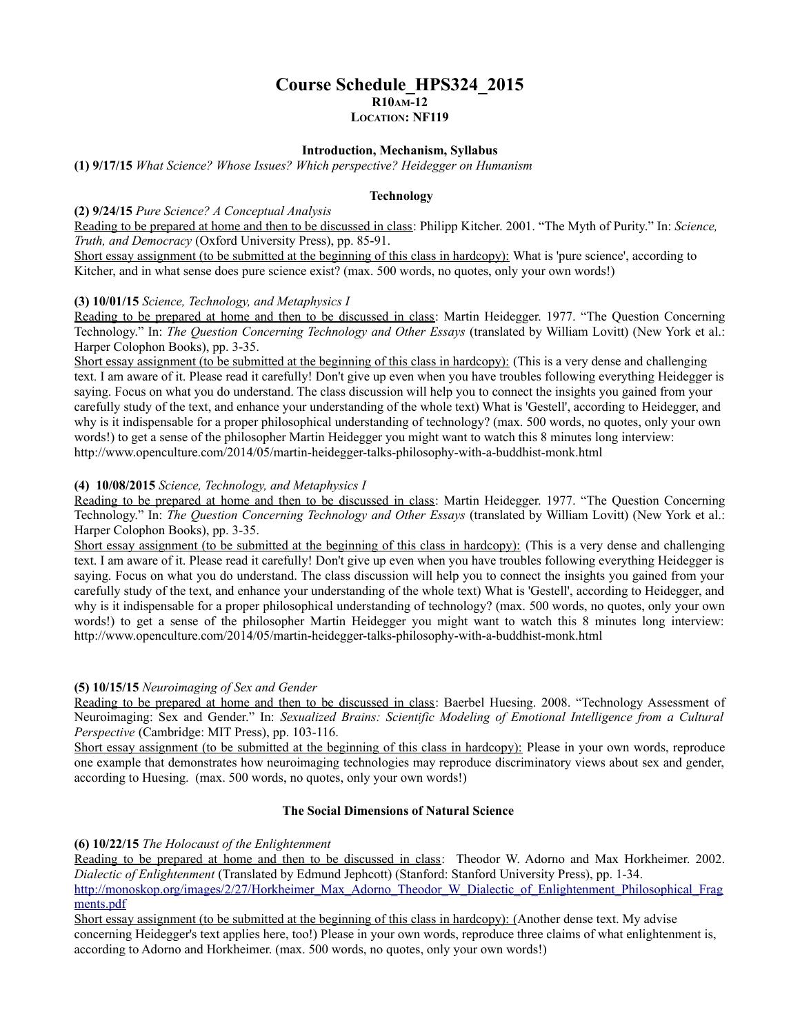# Course Schedule_HPS324_2015

**R10AM-12**

**LOCATION: NF119**

### Introduction, Mechanism, Syllabus

**(1) 9/17/15** *What Science? Whose Issues? Which perspective? Heidegger on Humanism*

### Technology

**(2) 9/24/15** *Pure Science? A Conceptual Analysis*

Reading to be prepared at home and then to be discussed in class: Philipp Kitcher. 2001. "The Myth of Purity." In: *Science, Truth, and Democracy* (Oxford University Press), pp. 85-91.

Short essay assignment (to be submitted at the beginning of this class in hardcopy): What is 'pure science', according to Kitcher, and in what sense does pure science exist? (max. 500 words, no quotes, only your own words!)

**(3) 10/01/15** *Science, Technology, and Metaphysics I*

Reading to be prepared at home and then to be discussed in class: Martin Heidegger. 1977. "The Question Concerning Technology." In: *The Question Concerning Technology and Other Essays* (translated by William Lovitt) (New York et al.: Harper Colophon Books), pp. 3-35.

Short essay assignment (to be submitted at the beginning of this class in hardcopy): (This is a very dense and challenging text. I am aware of it. Please read it carefully! Don't give up even when you have troubles following everything Heidegger is saying. Focus on what you do understand. The class discussion will help you to connect the insights you gained from your carefully study of the text, and enhance your understanding of the whole text) What is 'Gestell', according to Heidegger, and why is it indispensable for a proper philosophical understanding of technology? (max. 500 words, no quotes, only your own words!) to get a sense of the philosopher Martin Heidegger you might want to watch this 8 minutes long interview: http://www.openculture.com/2014/05/martin-heidegger-talks-philosophy-with-a-buddhist-monk.html

**(4) 10/08/2015** *Science, Technology, and Metaphysics I*

Reading to be prepared at home and then to be discussed in class: Martin Heidegger. 1977. "The Question Concerning Technology." In: *The Question Concerning Technology and Other Essays* (translated by William Lovitt) (New York et al.: Harper Colophon Books), pp. 3-35.

Short essay assignment (to be submitted at the beginning of this class in hardcopy): (This is a very dense and challenging text. I am aware of it. Please read it carefully! Don't give up even when you have troubles following everything Heidegger is saying. Focus on what you do understand. The class discussion will help you to connect the insights you gained from your carefully study of the text, and enhance your understanding of the whole text) What is 'Gestell', according to Heidegger, and why is it indispensable for a proper philosophical understanding of technology? (max. 500 words, no quotes, only your own words!) to get a sense of the philosopher Martin Heidegger you might want to watch this 8 minutes long interview: http://www.openculture.com/2014/05/martin-heidegger-talks-philosophy-with-a-buddhist-monk.html

**(5) 10/15/15** *Neuroimaging of Sex and Gender*

Reading to be prepared at home and then to be discussed in class: Baerbel Huesing. 2008. "Technology Assessment of Neuroimaging: Sex and Gender." In: *Sexualized Brains: Scientific Modeling of Emotional Intelligence from a Cultural Perspective* (Cambridge: MIT Press), pp. 103-116.

Short essay assignment (to be submitted at the beginning of this class in hardcopy): Please in your own words, reproduce one example that demonstrates how neuroimaging technologies may reproduce discriminatory views about sex and gender, according to Huesing. (max. 500 words, no quotes, only your own words!)

### The Social Dimensions of Natural Science

**(6) 10/22/15** *The Holocaust of the Enlightenment*

Reading to be prepared at home and then to be discussed in class: Theodor W. Adorno and Max Horkheimer. 2002. *Dialectic of Enlightenment* (Translated by Edmund Jephcott) (Stanford: Stanford University Press), pp. 1-34. http://monoskop.org/images/2/27/Horkheimer_Max_Adorno_Theodor_W_Dialectic_of_Enlightenment_Philosophical_Fragments.pdf

Short essay assignment (to be submitted at the beginning of this class in hardcopy): (Another dense text. My advise concerning Heidegger's text applies here, too!) Please in your own words, reproduce three claims of what enlightenment is, according to Adorno and Horkheimer. (max. 500 words, no quotes, only your own words!)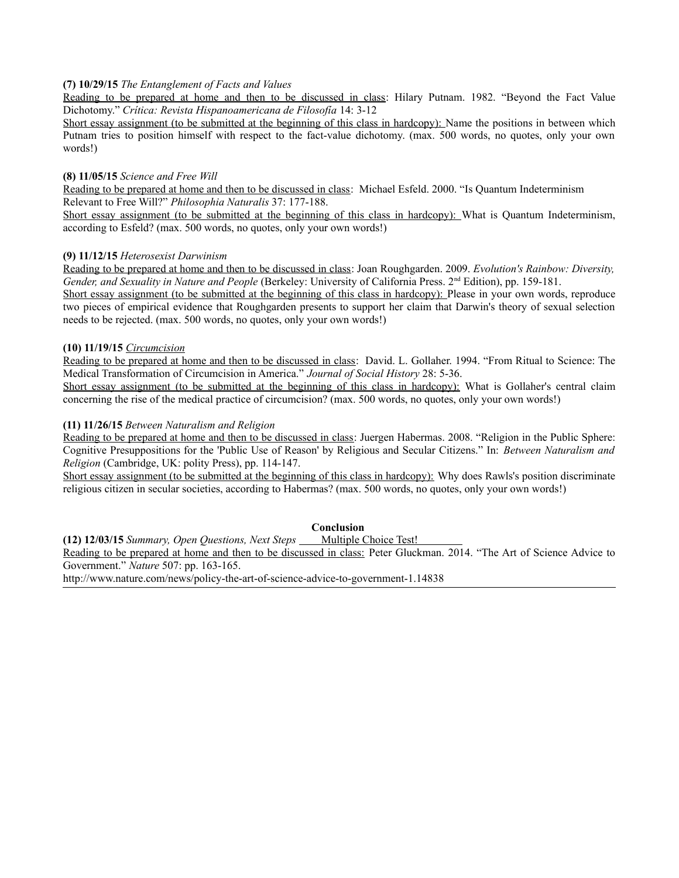**(7) 10/29/15** *The Entanglement of Facts and Values*

Reading to be prepared at home and then to be discussed in class: Hilary Putnam. 1982. "Beyond the Fact Value Dichotomy." *Crítica: Revista Hispanoamericana de Filosofía* 14: 3-12

Short essay assignment (to be submitted at the beginning of this class in hardcopy): Name the positions in between which Putnam tries to position himself with respect to the fact-value dichotomy. (max. 500 words, no quotes, only your own words!)

**(8) 11/05/15** *Science and Free Will*

Reading to be prepared at home and then to be discussed in class: Michael Esfeld. 2000. "Is Quantum Indeterminism Relevant to Free Will?" *Philosophia Naturalis* 37: 177-188.

Short essay assignment (to be submitted at the beginning of this class in hardcopy): What is Quantum Indeterminism, according to Esfeld? (max. 500 words, no quotes, only your own words!)

**(9) 11/12/15** *Heterosexist Darwinism*

Reading to be prepared at home and then to be discussed in class: Joan Roughgarden. 2009. *Evolution's Rainbow: Diversity, Gender, and Sexuality in Nature and People* (Berkeley: University of California Press. 2nd Edition), pp. 159-181.

Short essay assignment (to be submitted at the beginning of this class in hardcopy): Please in your own words, reproduce two pieces of empirical evidence that Roughgarden presents to support her claim that Darwin's theory of sexual selection needs to be rejected. (max. 500 words, no quotes, only your own words!)

**(10) 11/19/15** *Circumcision*

Reading to be prepared at home and then to be discussed in class: David. L. Gollaher. 1994. "From Ritual to Science: The Medical Transformation of Circumcision in America." *Journal of Social History* 28: 5-36.

Short essay assignment (to be submitted at the beginning of this class in hardcopy): What is Gollaher's central claim concerning the rise of the medical practice of circumcision? (max. 500 words, no quotes, only your own words!)

**(11) 11/26/15** *Between Naturalism and Religion*

Reading to be prepared at home and then to be discussed in class: Juergen Habermas. 2008. "Religion in the Public Sphere: Cognitive Presuppositions for the 'Public Use of Reason' by Religious and Secular Citizens." In: *Between Naturalism and Religion* (Cambridge, UK: polity Press), pp. 114-147.

Short essay assignment (to be submitted at the beginning of this class in hardcopy): Why does Rawls's position discriminate religious citizen in secular societies, according to Habermas? (max. 500 words, no quotes, only your own words!)

## Conclusion

**(12) 12/03/15** *Summary, Open Questions, Next Steps* Multiple Choice Test!

Reading to be prepared at home and then to be discussed in class: Peter Gluckman. 2014. "The Art of Science Advice to Government." *Nature* 507: pp. 163-165.

http://www.nature.com/news/policy-the-art-of-science-advice-to-government-1.14838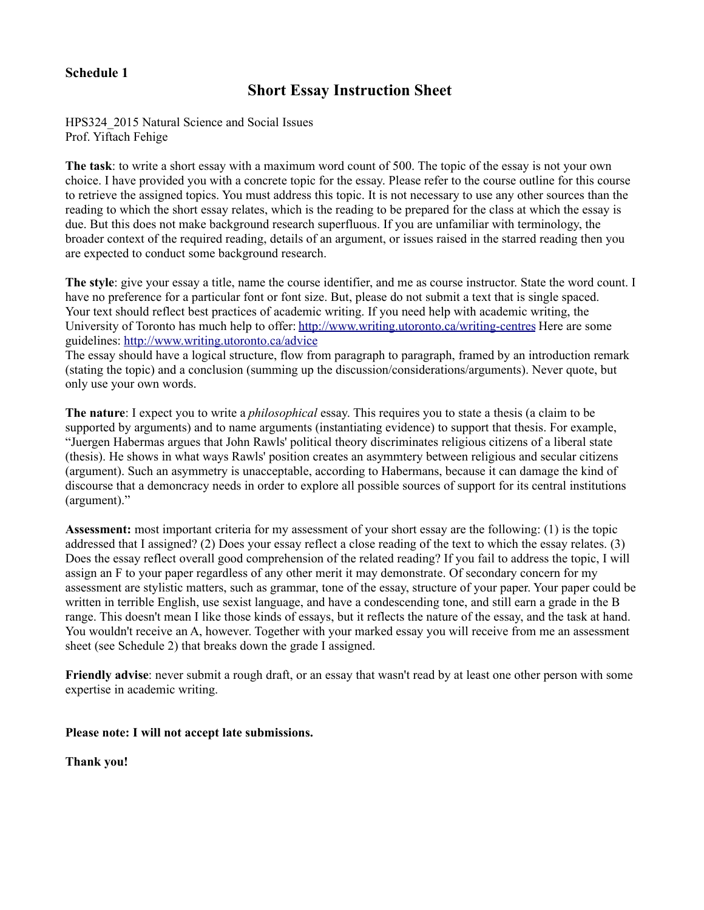**Schedule 1**

# Short Essay Instruction Sheet

HPS324_2015 Natural Science and Social Issues
Prof. Yiftach Fehige

**The task**: to write a short essay with a maximum word count of 500. The topic of the essay is not your own choice. I have provided you with a concrete topic for the essay. Please refer to the course outline for this course to retrieve the assigned topics. You must address this topic. It is not necessary to use any other sources than the reading to which the short essay relates, which is the reading to be prepared for the class at which the essay is due. But this does not make background research superfluous. If you are unfamiliar with terminology, the broader context of the required reading, details of an argument, or issues raised in the starred reading then you are expected to conduct some background research.

**The style**: give your essay a title, name the course identifier, and me as course instructor. State the word count. I have no preference for a particular font or font size. But, please do not submit a text that is single spaced. Your text should reflect best practices of academic writing. If you need help with academic writing, the University of Toronto has much help to offer: [http://www.writing.utoronto.ca/writing-centres](http://www.writing.utoronto.ca/writing-centres) Here are some guidelines: [http://www.writing.utoronto.ca/advice](http://www.writing.utoronto.ca/advice)
The essay should have a logical structure, flow from paragraph to paragraph, framed by an introduction remark (stating the topic) and a conclusion (summing up the discussion/considerations/arguments). Never quote, but only use your own words.

**The nature**: I expect you to write a *philosophical* essay. This requires you to state a thesis (a claim to be supported by arguments) and to name arguments (instantiating evidence) to support that thesis. For example, "Juergen Habermas argues that John Rawls' political theory discriminates religious citizens of a liberal state (thesis). He shows in what ways Rawls' position creates an asymmtery between religious and secular citizens (argument). Such an asymmetry is unacceptable, according to Habermans, because it can damage the kind of discourse that a demoncracy needs in order to explore all possible sources of support for its central institutions (argument)."

**Assessment:** most important criteria for my assessment of your short essay are the following: (1) is the topic addressed that I assigned? (2) Does your essay reflect a close reading of the text to which the essay relates. (3) Does the essay reflect overall good comprehension of the related reading? If you fail to address the topic, I will assign an F to your paper regardless of any other merit it may demonstrate. Of secondary concern for my assessment are stylistic matters, such as grammar, tone of the essay, structure of your paper. Your paper could be written in terrible English, use sexist language, and have a condescending tone, and still earn a grade in the B range. This doesn't mean I like those kinds of essays, but it reflects the nature of the essay, and the task at hand. You wouldn't receive an A, however. Together with your marked essay you will receive from me an assessment sheet (see Schedule 2) that breaks down the grade I assigned.

**Friendly advise**: never submit a rough draft, or an essay that wasn't read by at least one other person with some expertise in academic writing.

**Please note: I will not accept late submissions.**

**Thank you!**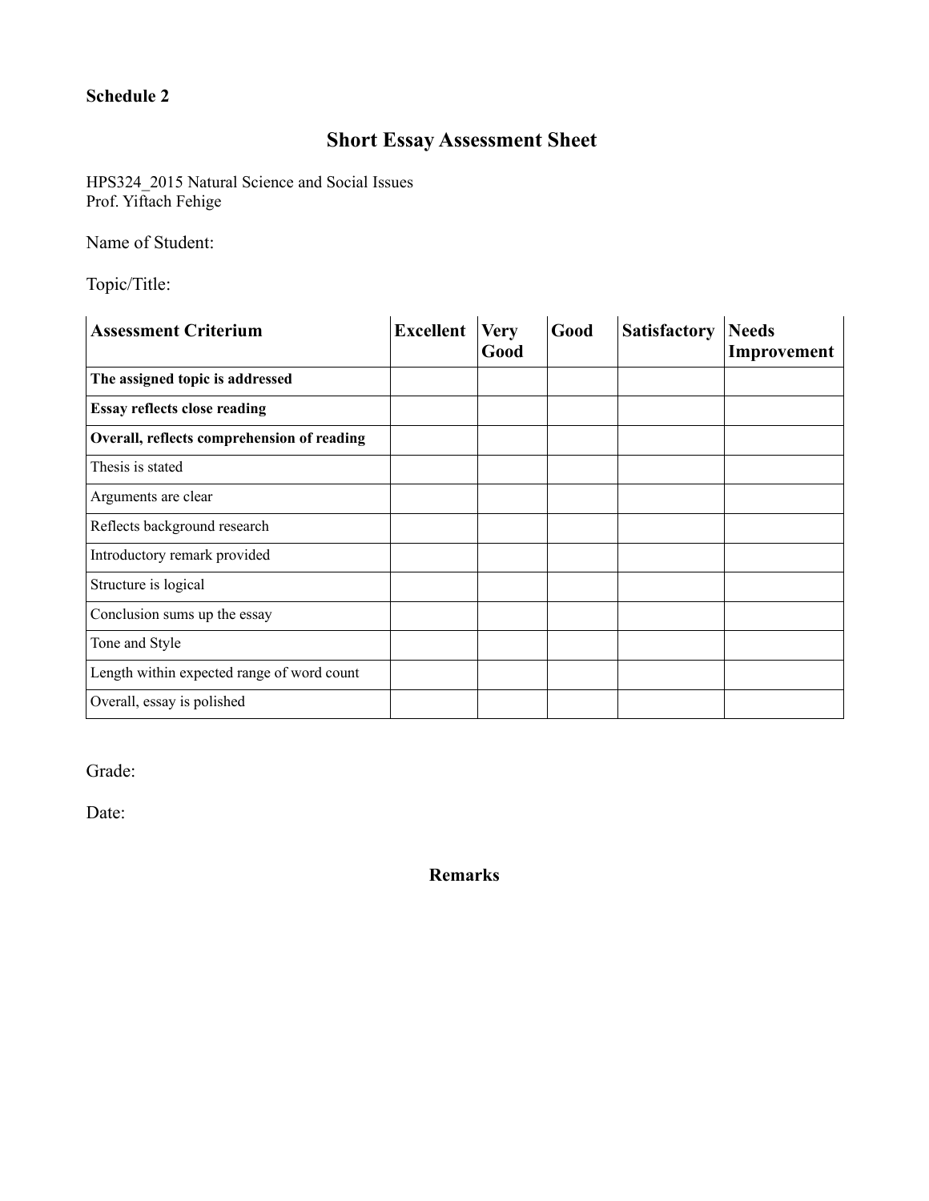**Schedule 2**

# Short Essay Assessment Sheet

HPS324_2015 Natural Science and Social Issues
Prof. Yiftach Fehige

Name of Student:

Topic/Title:

| Assessment Criterium | Excellent | Very Good | Good | Satisfactory | Needs Improvement |
|---|---|---|---|---|---|
| **The assigned topic is addressed** | | | | | |
| **Essay reflects close reading** | | | | | |
| **Overall, reflects comprehension of reading** | | | | | |
| Thesis is stated | | | | | |
| Arguments are clear | | | | | |
| Reflects background research | | | | | |
| Introductory remark provided | | | | | |
| Structure is logical | | | | | |
| Conclusion sums up the essay | | | | | |
| Tone and Style | | | | | |
| Length within expected range of word count | | | | | |
| Overall, essay is polished | | | | | |

Grade:

Date:

**Remarks**